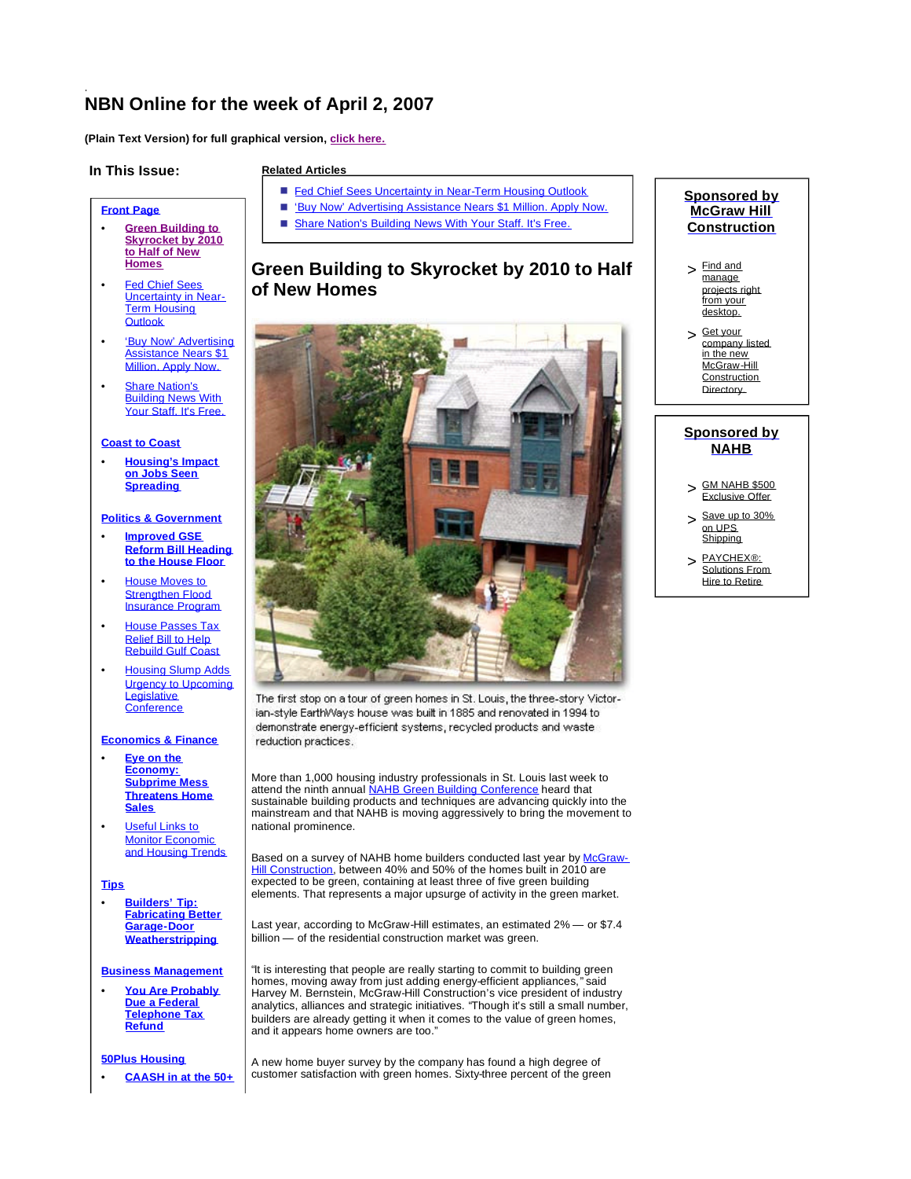# NBN Online for the week of April 2, 2007

**(Plain Text Version) for full graphical version, click here.**

## In This Issue:

**Front Page**

- **Green Building to Skyrocket by 2010 to Half of New Homes**
- Fed Chief Sees Uncertainty in Near-Term Housing Outlook
- 'Buy Now' Advertising Assistance Nears $1 Million. Apply Now.
- Share Nation's Building News With Your Staff. It's Free.

**Coast to Coast**

- **Housing's Impact on Jobs Seen Spreading**

**Politics & Government**

- **Improved GSE Reform Bill Heading to the House Floor**
- House Moves to Strengthen Flood Insurance Program
- House Passes Tax Relief Bill to Help Rebuild Gulf Coast
- Housing Slump Adds Urgency to Upcoming Legislative Conference

**Economics & Finance**

- **Eye on the Economy: Subprime Mess Threatens Home Sales**
- Useful Links to Monitor Economic and Housing Trends

**Tips**

- **Builders' Tip: Fabricating Better Garage-Door Weatherstripping**

**Business Management**

- **You Are Probably Due a Federal Telephone Tax Refund**

**50Plus Housing**

- **CAASH in at the 50+**

**Related Articles**

- Fed Chief Sees Uncertainty in Near-Term Housing Outlook
- 'Buy Now' Advertising Assistance Nears $1 Million. Apply Now.
- Share Nation's Building News With Your Staff. It's Free.

## Green Building to Skyrocket by 2010 to Half of New Homes

The first stop on a tour of green homes in St. Louis, the three-story Victorian-style EarthWays house was built in 1885 and renovated in 1994 to demonstrate energy-efficient systems, recycled products and waste reduction practices.

More than 1,000 housing industry professionals in St. Louis last week to attend the ninth annual NAHB Green Building Conference heard that sustainable building products and techniques are advancing quickly into the mainstream and that NAHB is moving aggressively to bring the movement to national prominence.

Based on a survey of NAHB home builders conducted last year by McGraw-Hill Construction, between 40% and 50% of the homes built in 2010 are expected to be green, containing at least three of five green building elements. That represents a major upsurge of activity in the green market.

Last year, according to McGraw-Hill estimates, an estimated 2% — or $7.4 billion — of the residential construction market was green.

"It is interesting that people are really starting to commit to building green homes, moving away from just adding energy-efficient appliances," said Harvey M. Bernstein, McGraw-Hill Construction's vice president of industry analytics, alliances and strategic initiatives. "Though it's still a small number, builders are already getting it when it comes to the value of green homes, and it appears home owners are too."

A new home buyer survey by the company has found a high degree of customer satisfaction with green homes. Sixty-three percent of the green

**Sponsored by McGraw Hill Construction**

- Find and manage projects right from your desktop.
- Get your company listed in the new McGraw-Hill Construction Directory.

**Sponsored by NAHB**

- GM NAHB $500 Exclusive Offer
- Save up to 30% on UPS Shipping
- PAYCHEX®: Solutions From Hire to Retire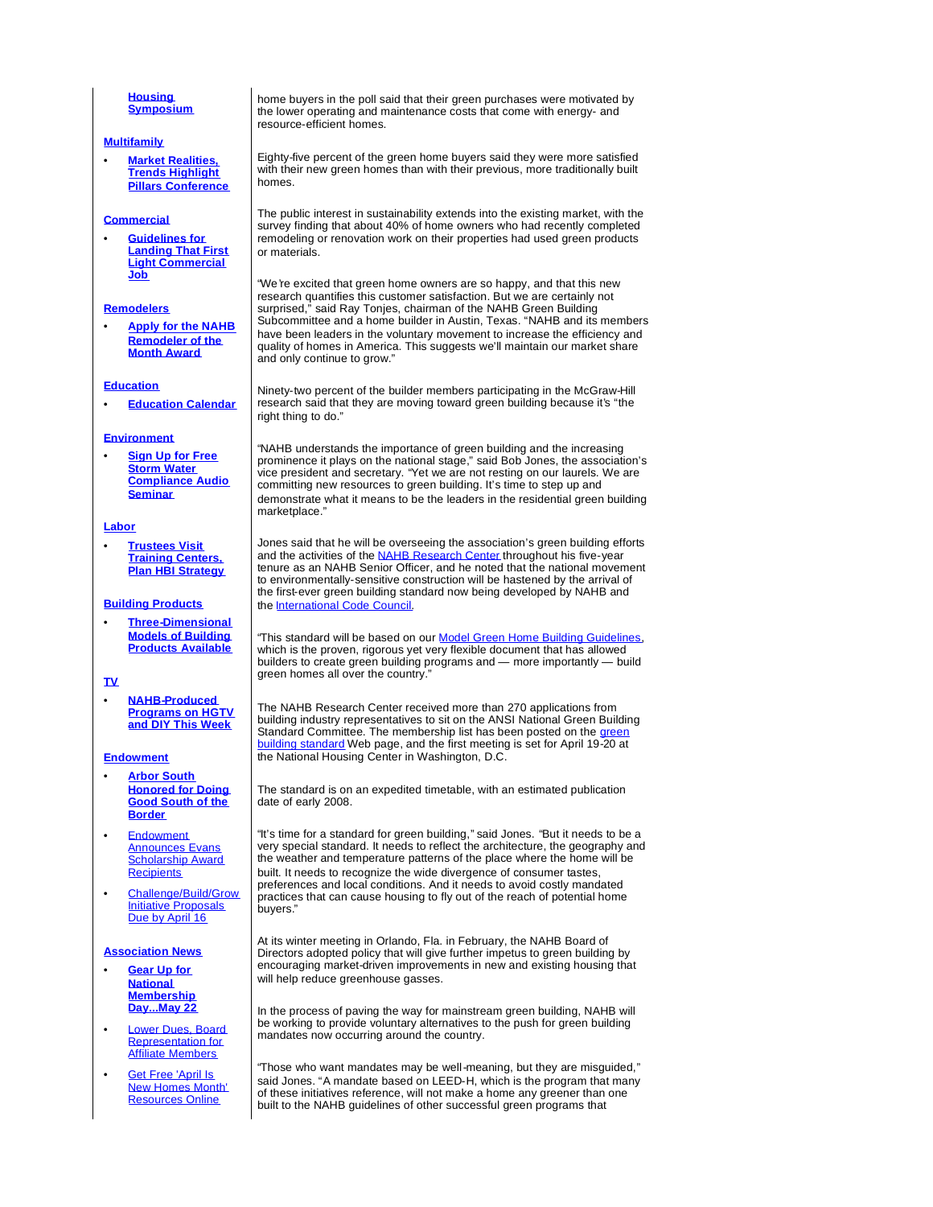**Housing Symposium**

**Multifamily**

- **Market Realities, Trends Highlight Pillars Conference**

**Commercial**

- **Guidelines for Landing That First Light Commercial Job**

**Remodelers**

- **Apply for the NAHB Remodeler of the Month Award**

**Education**

- **Education Calendar**

**Environment**

- **Sign Up for Free Storm Water Compliance Audio Seminar**

**Labor**

- **Trustees Visit Training Centers, Plan HBI Strategy**

**Building Products**

- **Three-Dimensional Models of Building Products Available**

**TV**

- **NAHB-Produced Programs on HGTV and DIY This Week**

**Endowment**

- **Arbor South Honored for Doing Good South of the Border**
- Endowment Announces Evans Scholarship Award Recipients
- Challenge/Build/Grow Initiative Proposals Due by April 16

**Association News**

- **Gear Up for National Membership Day...May 22**
- Lower Dues, Board Representation for Affiliate Members
- Get Free 'April Is New Homes Month' Resources Online

home buyers in the poll said that their green purchases were motivated by the lower operating and maintenance costs that come with energy- and resource-efficient homes.

Eighty-five percent of the green home buyers said they were more satisfied with their new green homes than with their previous, more traditionally built homes.

The public interest in sustainability extends into the existing market, with the survey finding that about 40% of home owners who had recently completed remodeling or renovation work on their properties had used green products or materials.

"We're excited that green home owners are so happy, and that this new research quantifies this customer satisfaction. But we are certainly not surprised," said Ray Tonjes, chairman of the NAHB Green Building Subcommittee and a home builder in Austin, Texas. "NAHB and its members have been leaders in the voluntary movement to increase the efficiency and quality of homes in America. This suggests we'll maintain our market share and only continue to grow."

Ninety-two percent of the builder members participating in the McGraw-Hill research said that they are moving toward green building because it's "the right thing to do."

"NAHB understands the importance of green building and the increasing prominence it plays on the national stage," said Bob Jones, the association's vice president and secretary. "Yet we are not resting on our laurels. We are committing new resources to green building. It's time to step up and demonstrate what it means to be the leaders in the residential green building marketplace."

Jones said that he will be overseeing the association's green building efforts and the activities of the NAHB Research Center throughout his five-year tenure as an NAHB Senior Officer, and he noted that the national movement to environmentally-sensitive construction will be hastened by the arrival of the first-ever green building standard now being developed by NAHB and the International Code Council.

"This standard will be based on our Model Green Home Building Guidelines, which is the proven, rigorous yet very flexible document that has allowed builders to create green building programs and — more importantly — build green homes all over the country."

The NAHB Research Center received more than 270 applications from building industry representatives to sit on the ANSI National Green Building Standard Committee. The membership list has been posted on the green building standard Web page, and the first meeting is set for April 19-20 at the National Housing Center in Washington, D.C.

The standard is on an expedited timetable, with an estimated publication date of early 2008.

"It's time for a standard for green building," said Jones. "But it needs to be a very special standard. It needs to reflect the architecture, the geography and the weather and temperature patterns of the place where the home will be built. It needs to recognize the wide divergence of consumer tastes, preferences and local conditions. And it needs to avoid costly mandated practices that can cause housing to fly out of the reach of potential home buyers."

At its winter meeting in Orlando, Fla. in February, the NAHB Board of Directors adopted policy that will give further impetus to green building by encouraging market-driven improvements in new and existing housing that will help reduce greenhouse gasses.

In the process of paving the way for mainstream green building, NAHB will be working to provide voluntary alternatives to the push for green building mandates now occurring around the country.

"Those who want mandates may be well-meaning, but they are misguided," said Jones. "A mandate based on LEED-H, which is the program that many of these initiatives reference, will not make a home any greener than one built to the NAHB guidelines of other successful green programs that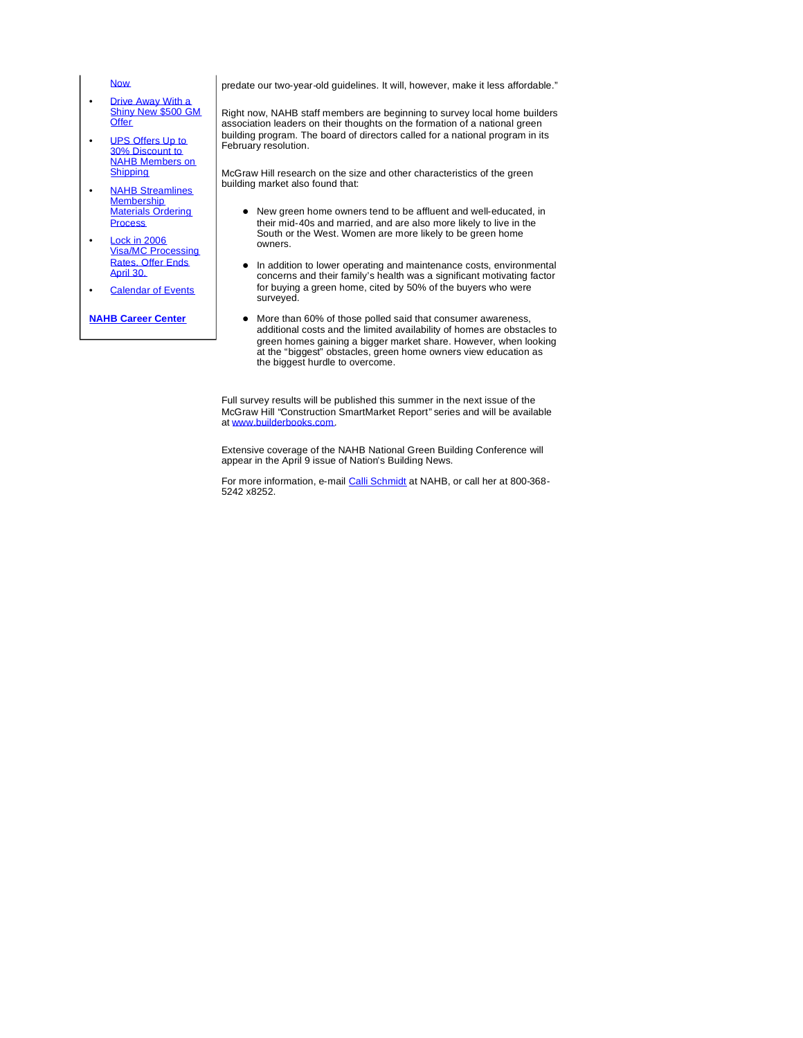- Now
- Drive Away With a Shiny New $500 GM Offer
- UPS Offers Up to 30% Discount to NAHB Members on Shipping
- NAHB Streamlines Membership Materials Ordering Process
- Lock in 2006 Visa/MC Processing Rates. Offer Ends April 30.
- Calendar of Events

**NAHB Career Center**

predate our two-year-old guidelines. It will, however, make it less affordable."

Right now, NAHB staff members are beginning to survey local home builders association leaders on their thoughts on the formation of a national green building program. The board of directors called for a national program in its February resolution.

McGraw Hill research on the size and other characteristics of the green building market also found that:

- New green home owners tend to be affluent and well-educated, in their mid-40s and married, and are also more likely to live in the South or the West. Women are more likely to be green home owners.
- In addition to lower operating and maintenance costs, environmental concerns and their family's health was a significant motivating factor for buying a green home, cited by 50% of the buyers who were surveyed.
- More than 60% of those polled said that consumer awareness, additional costs and the limited availability of homes are obstacles to green homes gaining a bigger market share. However, when looking at the "biggest" obstacles, green home owners view education as the biggest hurdle to overcome.

Full survey results will be published this summer in the next issue of the McGraw Hill "Construction SmartMarket Report" series and will be available at www.builderbooks.com.

Extensive coverage of the NAHB National Green Building Conference will appear in the April 9 issue of Nation's Building News.

For more information, e-mail Calli Schmidt at NAHB, or call her at 800-368-5242 x8252.